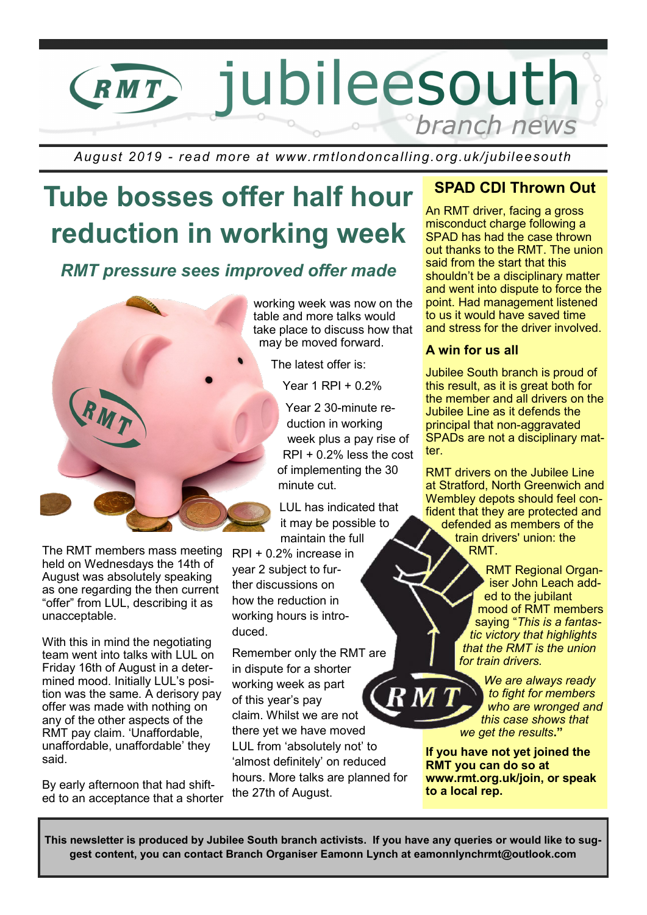# jubileesouth

*branch news*

*August 2019 - read more at www.rmtlondoncalling.org.uk/jubileesouth*

# Tube bosses offer half hour reduction in working week

### *RMT pressure sees improved offer made*

The RMT members mass meeting held on Wednesdays the 14th of August was absolutely speaking as one regarding the then current "offer" from LUL, describing it as unacceptable.

With this in mind the negotiating team went into talks with LUL on Friday 16th of August in a determined mood. Initially LUL's position was the same. A derisory pay offer was made with nothing on any of the other aspects of the RMT pay claim. 'Unaffordable, unaffordable, unaffordable' they said.

By early afternoon that had shifted to an acceptance that a shorter working week was now on the table and more talks would take place to discuss how that may be moved forward.

The latest offer is:

Year 1 RPI + 0.2%

Year 2 30-minute reduction in working week plus a pay rise of RPI + 0.2% less the cost of implementing the 30 minute cut.

LUL has indicated that it may be possible to maintain the full RPI + 0.2% increase in year 2 subject to further discussions on how the reduction in working hours is introduced.

Remember only the RMT are in dispute for a shorter working week as part of this year's pay claim. Whilst we are not there yet we have moved LUL from 'absolutely not' to 'almost definitely' on reduced hours. More talks are planned for the 27th of August.

## SPAD CDI Thrown Out

An RMT driver, facing a gross misconduct charge following a SPAD has had the case thrown out thanks to the RMT. The union said from the start that this shouldn't be a disciplinary matter and went into dispute to force the point. Had management listened to us it would have saved time and stress for the driver involved.

### A win for us all

Jubilee South branch is proud of this result, as it is great both for the member and all drivers on the Jubilee Line as it defends the principal that non-aggravated SPADs are not a disciplinary matter.

RMT drivers on the Jubilee Line at Stratford, North Greenwich and Wembley depots should feel confident that they are protected and defended as members of the train drivers' union: the RMT.

RMT Regional Organiser John Leach added to the jubilant mood of RMT members saying "*This is a fantastic victory that highlights that the RMT is the union for train drivers.*

*We are always ready to fight for members who are wronged and this case shows that we get the results*."

**If you have not yet joined the RMT you can do so at www.rmt.org.uk/join, or speak to a local rep.**

**This newsletter is produced by Jubilee South branch activists. If you have any queries or would like to suggest content, you can contact Branch Organiser Eamonn Lynch at eamonnlynchrmt@outlook.com**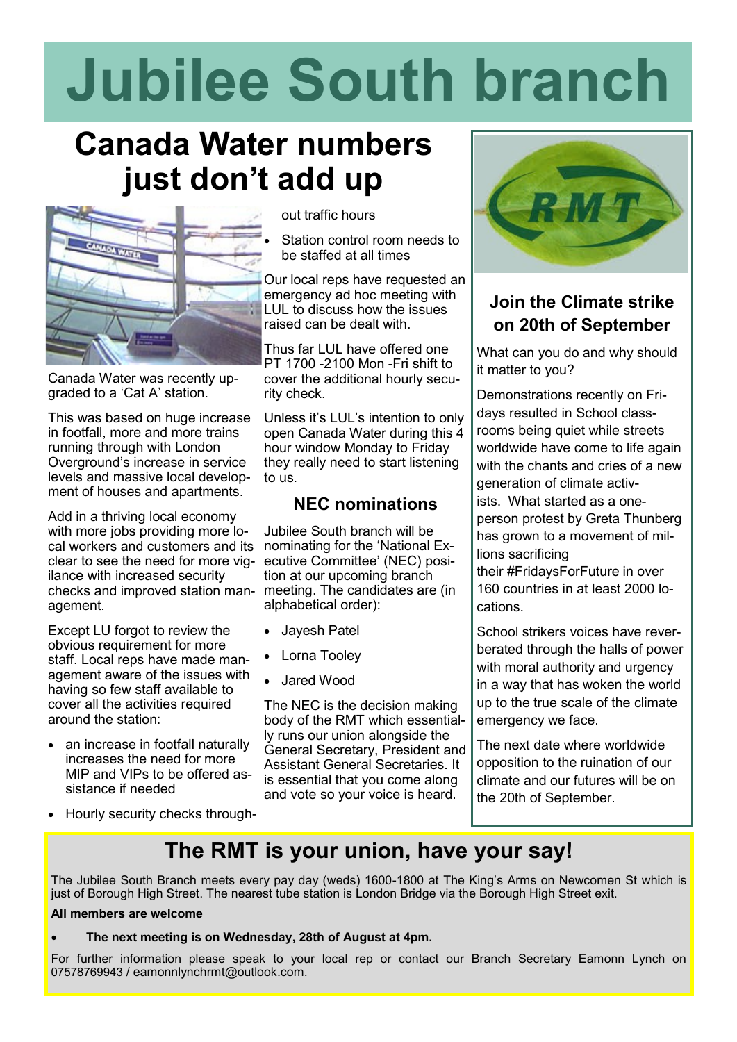# Jubilee South branch

## Canada Water numbers just don't add up

Canada Water was recently upgraded to a 'Cat A' station.

This was based on huge increase in footfall, more and more trains running through with London Overground's increase in service levels and massive local development of houses and apartments.

Add in a thriving local economy with more jobs providing more local workers and customers and its clear to see the need for more vigilance with increased security checks and improved station management.

Except LU forgot to review the obvious requirement for more staff. Local reps have made management aware of the issues with having so few staff available to cover all the activities required around the station:

- an increase in footfall naturally increases the need for more MIP and VIPs to be offered assistance if needed
- Hourly security checks throughout traffic hours
- Station control room needs to be staffed at all times

Our local reps have requested an emergency ad hoc meeting with LUL to discuss how the issues raised can be dealt with.

Thus far LUL have offered one PT 1700 -2100 Mon -Fri shift to cover the additional hourly security check.

Unless it's LUL's intention to only open Canada Water during this 4 hour window Monday to Friday they really need to start listening to us.

### NEC nominations

Jubilee South branch will be nominating for the 'National Executive Committee' (NEC) position at our upcoming branch meeting. The candidates are (in alphabetical order):

- Jayesh Patel
- Lorna Tooley
- Jared Wood

The NEC is the decision making body of the RMT which essentially runs our union alongside the General Secretary, President and Assistant General Secretaries. It is essential that you come along and vote so your voice is heard.

### Join the Climate strike on 20th of September

What can you do and why should it matter to you?

Demonstrations recently on Fridays resulted in School classrooms being quiet while streets worldwide have come to life again with the chants and cries of a new generation of climate activists. What started as a one-person protest by Greta Thunberg has grown to a movement of millions sacrificing their #FridaysForFuture in over 160 countries in at least 2000 locations.

School strikers voices have reverberated through the halls of power with moral authority and urgency in a way that has woken the world up to the true scale of the climate emergency we face.

The next date where worldwide opposition to the ruination of our climate and our futures will be on the 20th of September.

## The RMT is your union, have your say!

The Jubilee South Branch meets every pay day (weds) 1600-1800 at The King's Arms on Newcomen St which is just of Borough High Street. The nearest tube station is London Bridge via the Borough High Street exit.

**All members are welcome**

- **The next meeting is on Wednesday, 28th of August at 4pm.**

For further information please speak to your local rep or contact our Branch Secretary Eamonn Lynch on 07578769943 / eamonnlynchrmt@outlook.com.